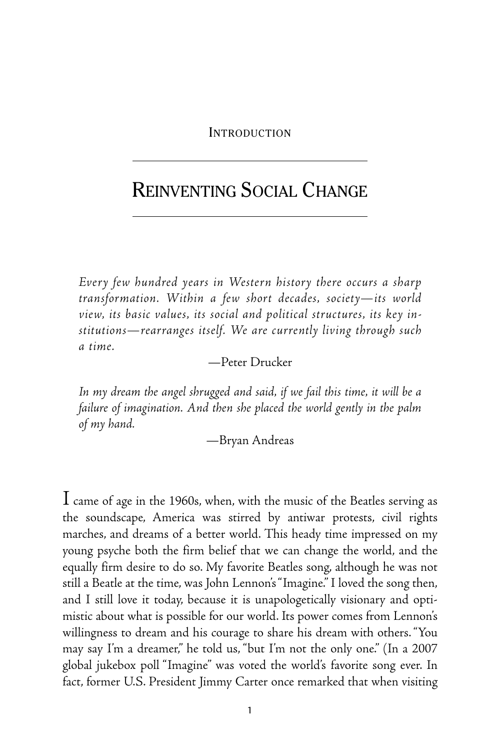Introduction

# Reinventing Social Change

*Every few hundred years in Western history there occurs a sharp transformation. Within a few short decades, society—its world view, its basic values, its social and political structures, its key institutions—rearranges itself. We are currently living through such a time.*

—Peter Drucker

*In my dream the angel shrugged and said, if we fail this time, it will be a failure of imagination. And then she placed the world gently in the palm of my hand.*

—Bryan Andreas

I came of age in the 1960s, when, with the music of the Beatles serving as the soundscape, America was stirred by antiwar protests, civil rights marches, and dreams of a better world. This heady time impressed on my young psyche both the firm belief that we can change the world, and the equally firm desire to do so. My favorite Beatles song, although he was not still a Beatle at the time, was John Lennon's "Imagine." I loved the song then, and I still love it today, because it is unapologetically visionary and optimistic about what is possible for our world. Its power comes from Lennon's willingness to dream and his courage to share his dream with others. "You may say I'm a dreamer," he told us, "but I'm not the only one." (In a 2007 global jukebox poll "Imagine" was voted the world's favorite song ever. In fact, former U.S. President Jimmy Carter once remarked that when visiting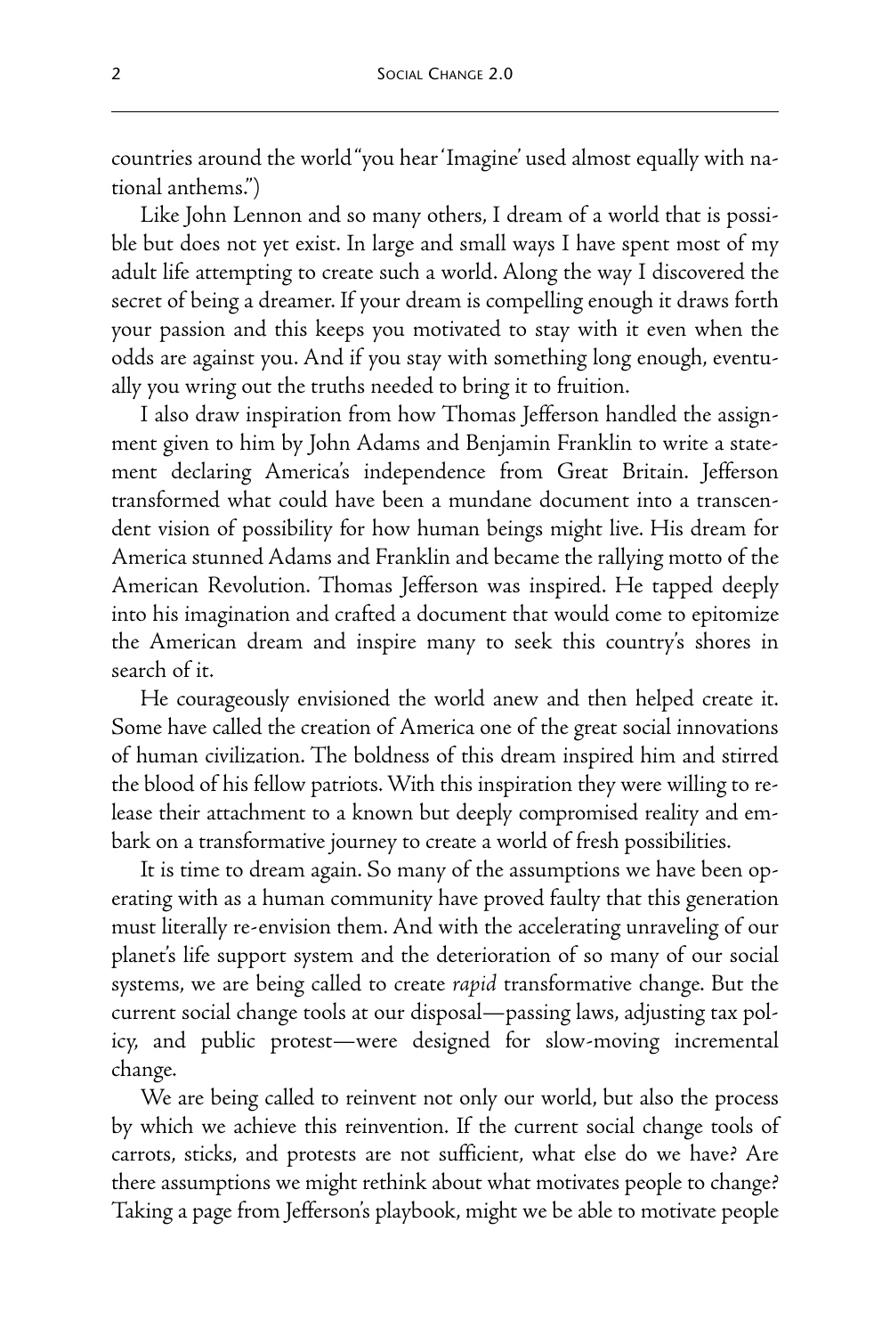countries around the world "you hear 'Imagine' used almost equally with national anthems.")

Like John Lennon and so many others, I dream of a world that is possible but does not yet exist. In large and small ways I have spent most of my adult life attempting to create such a world. Along the way I discovered the secret of being a dreamer. If your dream is compelling enough it draws forth your passion and this keeps you motivated to stay with it even when the odds are against you. And if you stay with something long enough, eventually you wring out the truths needed to bring it to fruition.

I also draw inspiration from how Thomas Jefferson handled the assignment given to him by John Adams and Benjamin Franklin to write a statement declaring America's independence from Great Britain. Jefferson transformed what could have been a mundane document into a transcendent vision of possibility for how human beings might live. His dream for America stunned Adams and Franklin and became the rallying motto of the American Revolution. Thomas Jefferson was inspired. He tapped deeply into his imagination and crafted a document that would come to epitomize the American dream and inspire many to seek this country's shores in search of it.

He courageously envisioned the world anew and then helped create it. Some have called the creation of America one of the great social innovations of human civilization. The boldness of this dream inspired him and stirred the blood of his fellow patriots. With this inspiration they were willing to release their attachment to a known but deeply compromised reality and embark on a transformative journey to create a world of fresh possibilities.

It is time to dream again. So many of the assumptions we have been operating with as a human community have proved faulty that this generation must literally re-envision them. And with the accelerating unraveling of our planet's life support system and the deterioration of so many of our social systems, we are being called to create *rapid* transformative change. But the current social change tools at our disposal—passing laws, adjusting tax policy, and public protest—were designed for slow-moving incremental change.

We are being called to reinvent not only our world, but also the process by which we achieve this reinvention. If the current social change tools of carrots, sticks, and protests are not sufficient, what else do we have? Are there assumptions we might rethink about what motivates people to change? Taking a page from Jefferson's playbook, might we be able to motivate people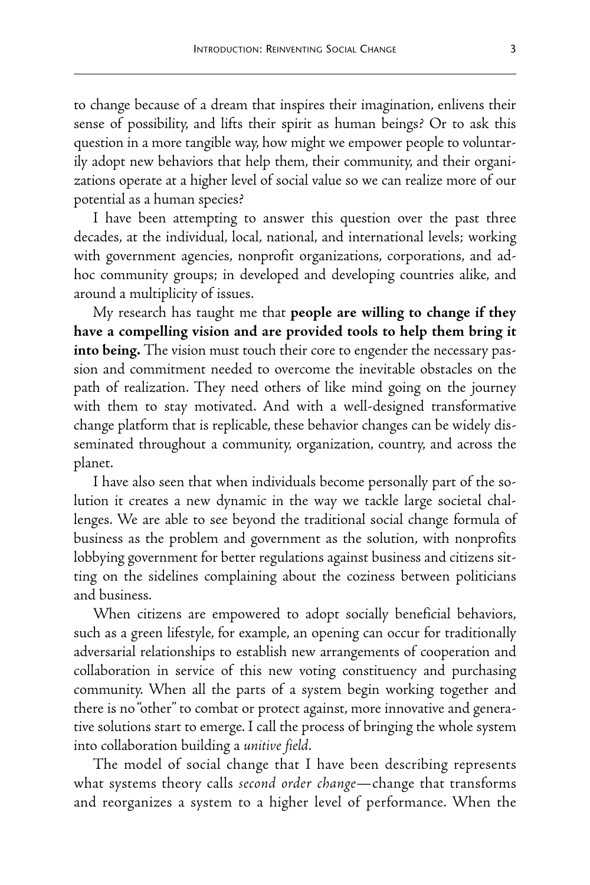to change because of a dream that inspires their imagination, enlivens their sense of possibility, and lifts their spirit as human beings? Or to ask this question in a more tangible way, how might we empower people to voluntarily adopt new behaviors that help them, their community, and their organizations operate at a higher level of social value so we can realize more of our potential as a human species?

I have been attempting to answer this question over the past three decades, at the individual, local, national, and international levels; working with government agencies, nonprofit organizations, corporations, and ad-hoc community groups; in developed and developing countries alike, and around a multiplicity of issues.

My research has taught me that **people are willing to change if they have a compelling vision and are provided tools to help them bring it into being.** The vision must touch their core to engender the necessary passion and commitment needed to overcome the inevitable obstacles on the path of realization. They need others of like mind going on the journey with them to stay motivated. And with a well-designed transformative change platform that is replicable, these behavior changes can be widely disseminated throughout a community, organization, country, and across the planet.

I have also seen that when individuals become personally part of the solution it creates a new dynamic in the way we tackle large societal challenges. We are able to see beyond the traditional social change formula of business as the problem and government as the solution, with nonprofits lobbying government for better regulations against business and citizens sitting on the sidelines complaining about the coziness between politicians and business.

When citizens are empowered to adopt socially beneficial behaviors, such as a green lifestyle, for example, an opening can occur for traditionally adversarial relationships to establish new arrangements of cooperation and collaboration in service of this new voting constituency and purchasing community. When all the parts of a system begin working together and there is no "other" to combat or protect against, more innovative and generative solutions start to emerge. I call the process of bringing the whole system into collaboration building a *unitive field*.

The model of social change that I have been describing represents what systems theory calls *second order change*—change that transforms and reorganizes a system to a higher level of performance. When the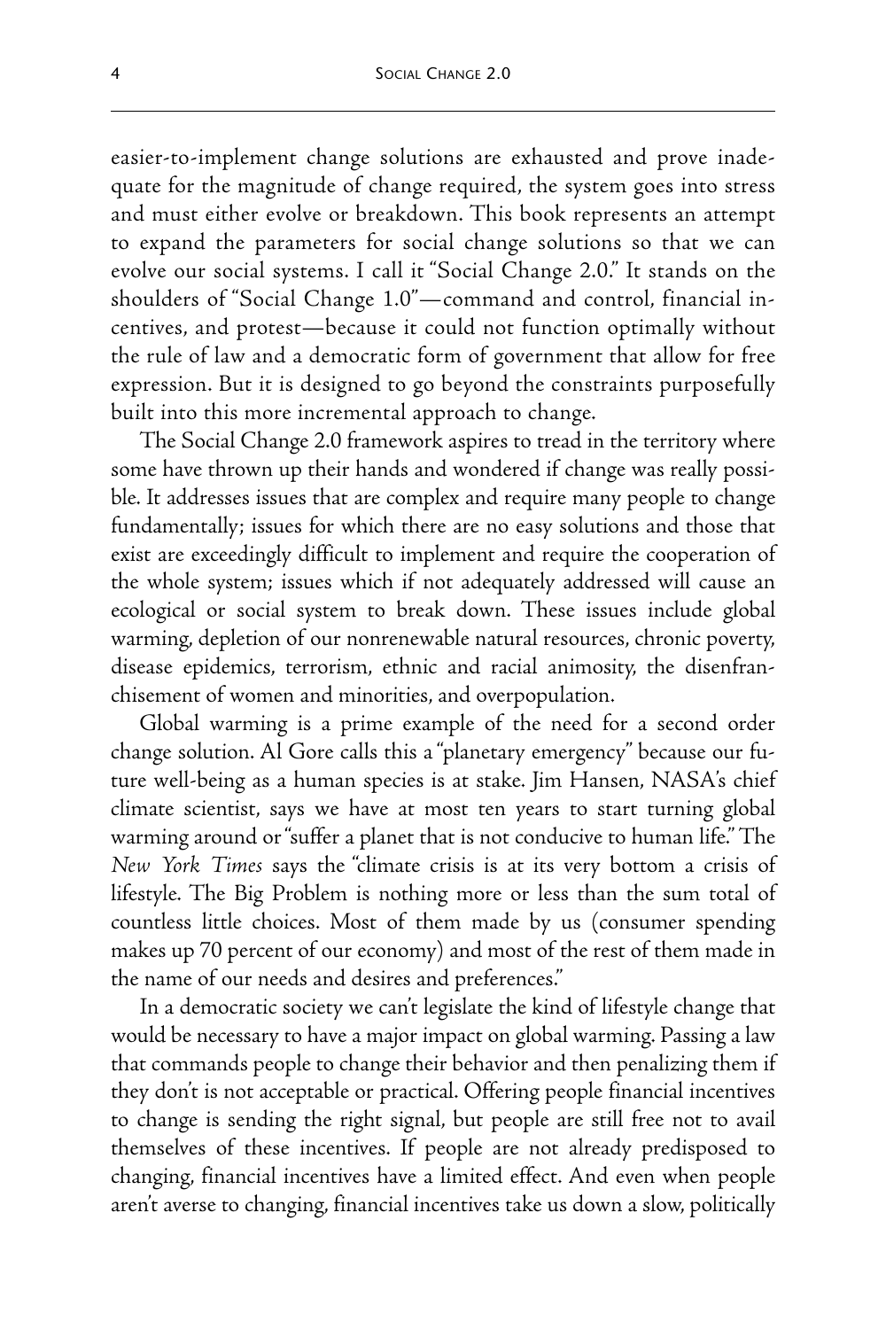easier-to-implement change solutions are exhausted and prove inadequate for the magnitude of change required, the system goes into stress and must either evolve or breakdown. This book represents an attempt to expand the parameters for social change solutions so that we can evolve our social systems. I call it "Social Change 2.0." It stands on the shoulders of "Social Change 1.0"—command and control, financial incentives, and protest—because it could not function optimally without the rule of law and a democratic form of government that allow for free expression. But it is designed to go beyond the constraints purposefully built into this more incremental approach to change.

The Social Change 2.0 framework aspires to tread in the territory where some have thrown up their hands and wondered if change was really possible. It addresses issues that are complex and require many people to change fundamentally; issues for which there are no easy solutions and those that exist are exceedingly difficult to implement and require the cooperation of the whole system; issues which if not adequately addressed will cause an ecological or social system to break down. These issues include global warming, depletion of our nonrenewable natural resources, chronic poverty, disease epidemics, terrorism, ethnic and racial animosity, the disenfranchisement of women and minorities, and overpopulation.

Global warming is a prime example of the need for a second order change solution. Al Gore calls this a "planetary emergency" because our future well-being as a human species is at stake. Jim Hansen, NASA's chief climate scientist, says we have at most ten years to start turning global warming around or "suffer a planet that is not conducive to human life." The *New York Times* says the "climate crisis is at its very bottom a crisis of lifestyle. The Big Problem is nothing more or less than the sum total of countless little choices. Most of them made by us (consumer spending makes up 70 percent of our economy) and most of the rest of them made in the name of our needs and desires and preferences."

In a democratic society we can't legislate the kind of lifestyle change that would be necessary to have a major impact on global warming. Passing a law that commands people to change their behavior and then penalizing them if they don't is not acceptable or practical. Offering people financial incentives to change is sending the right signal, but people are still free not to avail themselves of these incentives. If people are not already predisposed to changing, financial incentives have a limited effect. And even when people aren't averse to changing, financial incentives take us down a slow, politically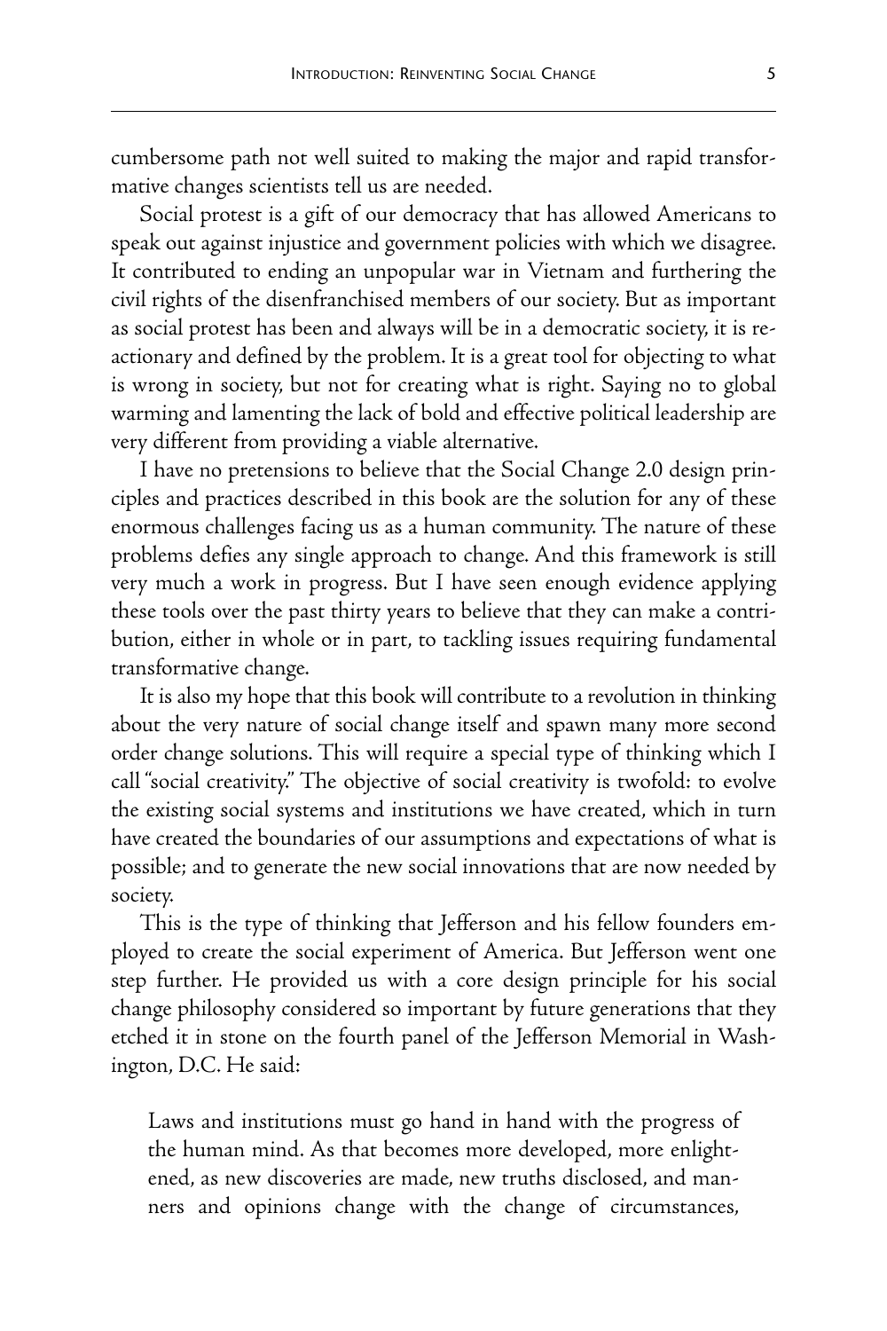cumbersome path not well suited to making the major and rapid transformative changes scientists tell us are needed.

Social protest is a gift of our democracy that has allowed Americans to speak out against injustice and government policies with which we disagree. It contributed to ending an unpopular war in Vietnam and furthering the civil rights of the disenfranchised members of our society. But as important as social protest has been and always will be in a democratic society, it is reactionary and defined by the problem. It is a great tool for objecting to what is wrong in society, but not for creating what is right. Saying no to global warming and lamenting the lack of bold and effective political leadership are very different from providing a viable alternative.

I have no pretensions to believe that the Social Change 2.0 design principles and practices described in this book are the solution for any of these enormous challenges facing us as a human community. The nature of these problems defies any single approach to change. And this framework is still very much a work in progress. But I have seen enough evidence applying these tools over the past thirty years to believe that they can make a contribution, either in whole or in part, to tackling issues requiring fundamental transformative change.

It is also my hope that this book will contribute to a revolution in thinking about the very nature of social change itself and spawn many more second order change solutions. This will require a special type of thinking which I call "social creativity." The objective of social creativity is twofold: to evolve the existing social systems and institutions we have created, which in turn have created the boundaries of our assumptions and expectations of what is possible; and to generate the new social innovations that are now needed by society.

This is the type of thinking that Jefferson and his fellow founders employed to create the social experiment of America. But Jefferson went one step further. He provided us with a core design principle for his social change philosophy considered so important by future generations that they etched it in stone on the fourth panel of the Jefferson Memorial in Washington, D.C. He said:

> Laws and institutions must go hand in hand with the progress of the human mind. As that becomes more developed, more enlightened, as new discoveries are made, new truths disclosed, and manners and opinions change with the change of circumstances,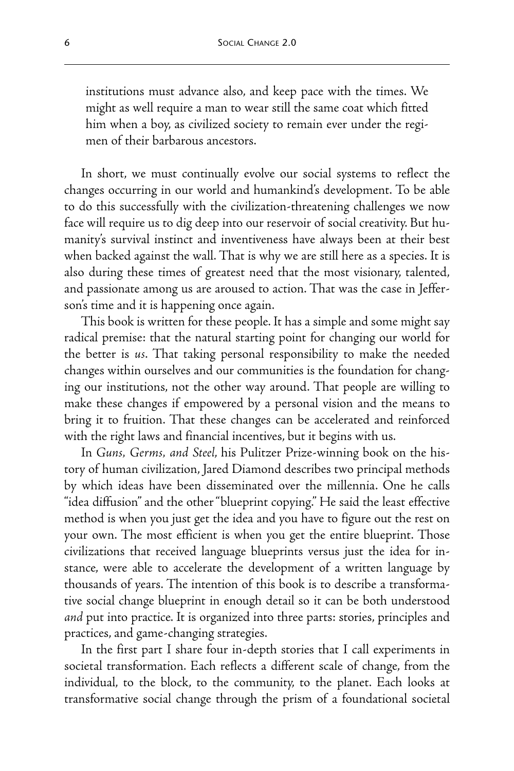> institutions must advance also, and keep pace with the times. We might as well require a man to wear still the same coat which fitted him when a boy, as civilized society to remain ever under the regimen of their barbarous ancestors.

In short, we must continually evolve our social systems to reflect the changes occurring in our world and humankind's development. To be able to do this successfully with the civilization-threatening challenges we now face will require us to dig deep into our reservoir of social creativity. But humanity's survival instinct and inventiveness have always been at their best when backed against the wall. That is why we are still here as a species. It is also during these times of greatest need that the most visionary, talented, and passionate among us are aroused to action. That was the case in Jefferson's time and it is happening once again.

This book is written for these people. It has a simple and some might say radical premise: that the natural starting point for changing our world for the better is *us*. That taking personal responsibility to make the needed changes within ourselves and our communities is the foundation for changing our institutions, not the other way around. That people are willing to make these changes if empowered by a personal vision and the means to bring it to fruition. That these changes can be accelerated and reinforced with the right laws and financial incentives, but it begins with us.

In *Guns, Germs, and Steel*, his Pulitzer Prize-winning book on the history of human civilization, Jared Diamond describes two principal methods by which ideas have been disseminated over the millennia. One he calls "idea diffusion" and the other "blueprint copying." He said the least effective method is when you just get the idea and you have to figure out the rest on your own. The most efficient is when you get the entire blueprint. Those civilizations that received language blueprints versus just the idea for instance, were able to accelerate the development of a written language by thousands of years. The intention of this book is to describe a transformative social change blueprint in enough detail so it can be both understood *and* put into practice. It is organized into three parts: stories, principles and practices, and game-changing strategies.

In the first part I share four in-depth stories that I call experiments in societal transformation. Each reflects a different scale of change, from the individual, to the block, to the community, to the planet. Each looks at transformative social change through the prism of a foundational societal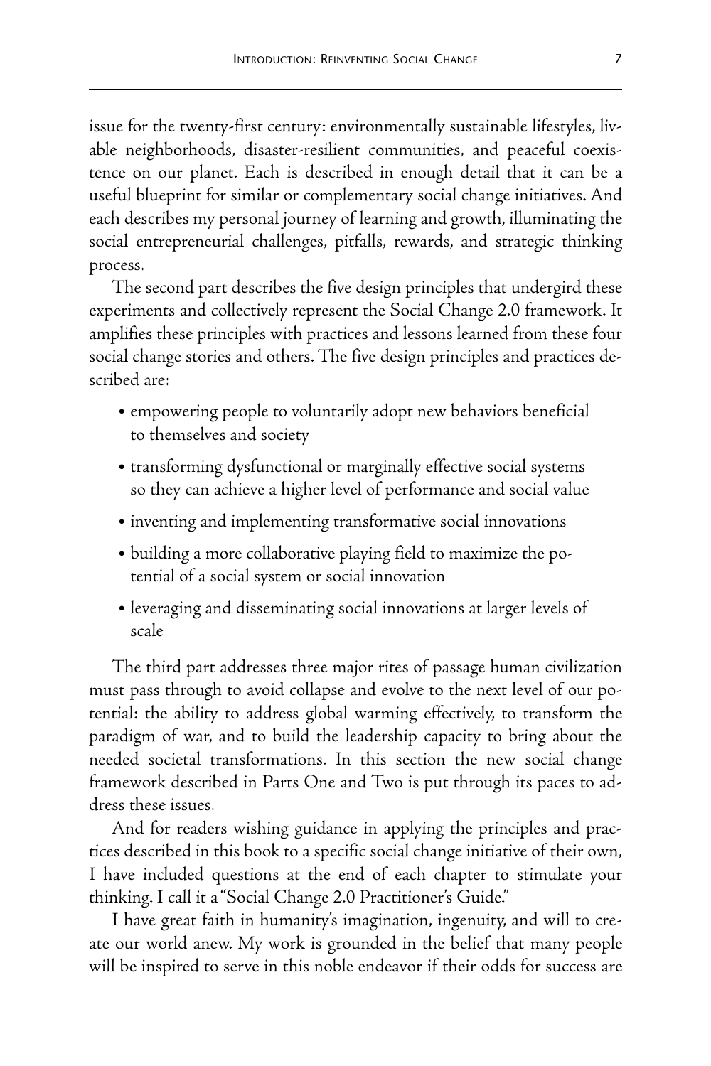issue for the twenty-first century: environmentally sustainable lifestyles, livable neighborhoods, disaster-resilient communities, and peaceful coexistence on our planet. Each is described in enough detail that it can be a useful blueprint for similar or complementary social change initiatives. And each describes my personal journey of learning and growth, illuminating the social entrepreneurial challenges, pitfalls, rewards, and strategic thinking process.

The second part describes the five design principles that undergird these experiments and collectively represent the Social Change 2.0 framework. It amplifies these principles with practices and lessons learned from these four social change stories and others. The five design principles and practices described are:

- empowering people to voluntarily adopt new behaviors beneficial to themselves and society
- transforming dysfunctional or marginally effective social systems so they can achieve a higher level of performance and social value
- inventing and implementing transformative social innovations
- building a more collaborative playing field to maximize the potential of a social system or social innovation
- leveraging and disseminating social innovations at larger levels of scale

The third part addresses three major rites of passage human civilization must pass through to avoid collapse and evolve to the next level of our potential: the ability to address global warming effectively, to transform the paradigm of war, and to build the leadership capacity to bring about the needed societal transformations. In this section the new social change framework described in Parts One and Two is put through its paces to address these issues.

And for readers wishing guidance in applying the principles and practices described in this book to a specific social change initiative of their own, I have included questions at the end of each chapter to stimulate your thinking. I call it a "Social Change 2.0 Practitioner's Guide."

I have great faith in humanity's imagination, ingenuity, and will to create our world anew. My work is grounded in the belief that many people will be inspired to serve in this noble endeavor if their odds for success are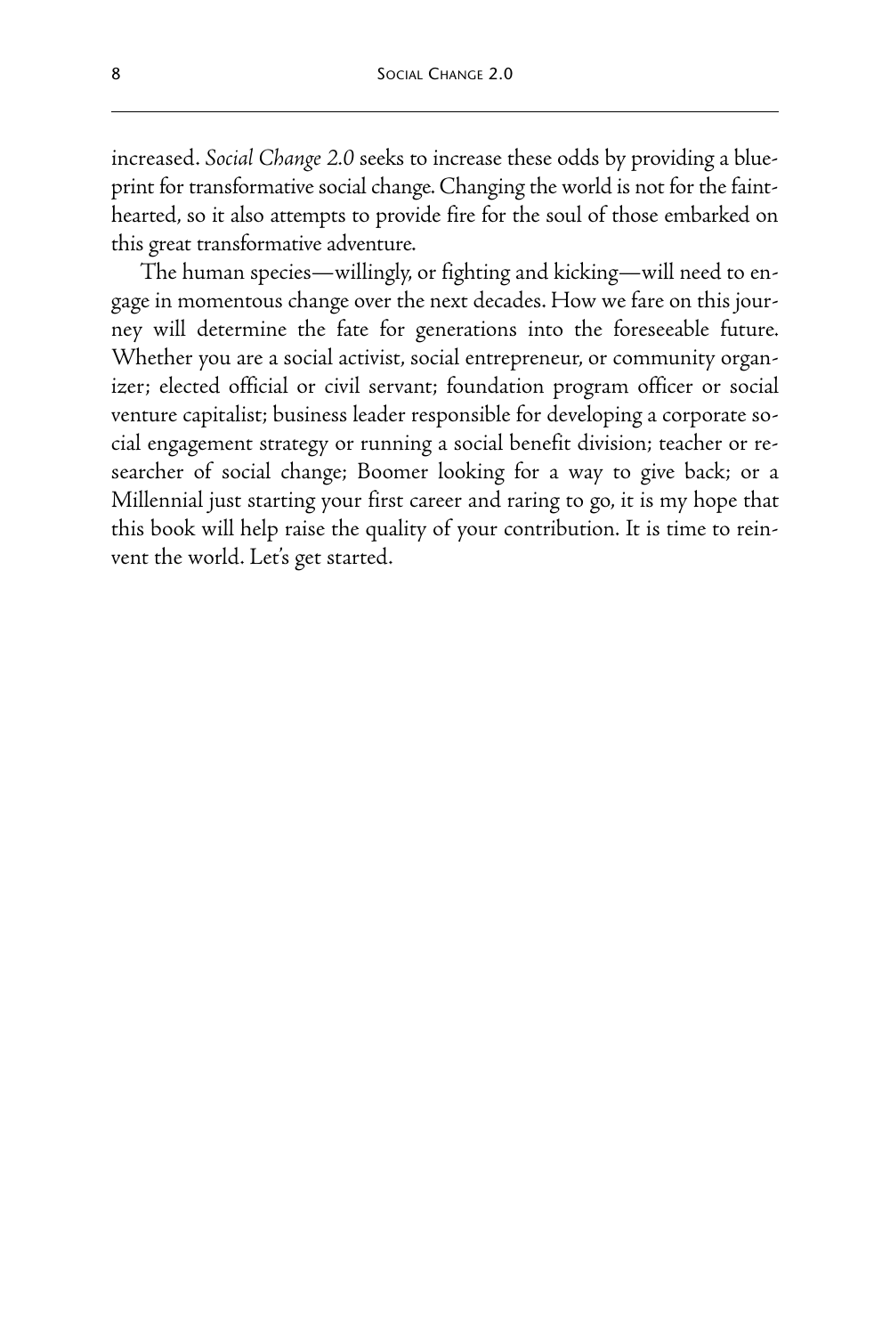increased. *Social Change 2.0* seeks to increase these odds by providing a blueprint for transformative social change. Changing the world is not for the fainthearted, so it also attempts to provide fire for the soul of those embarked on this great transformative adventure.

The human species—willingly, or fighting and kicking—will need to engage in momentous change over the next decades. How we fare on this journey will determine the fate for generations into the foreseeable future. Whether you are a social activist, social entrepreneur, or community organizer; elected official or civil servant; foundation program officer or social venture capitalist; business leader responsible for developing a corporate social engagement strategy or running a social benefit division; teacher or researcher of social change; Boomer looking for a way to give back; or a Millennial just starting your first career and raring to go, it is my hope that this book will help raise the quality of your contribution. It is time to reinvent the world. Let's get started.